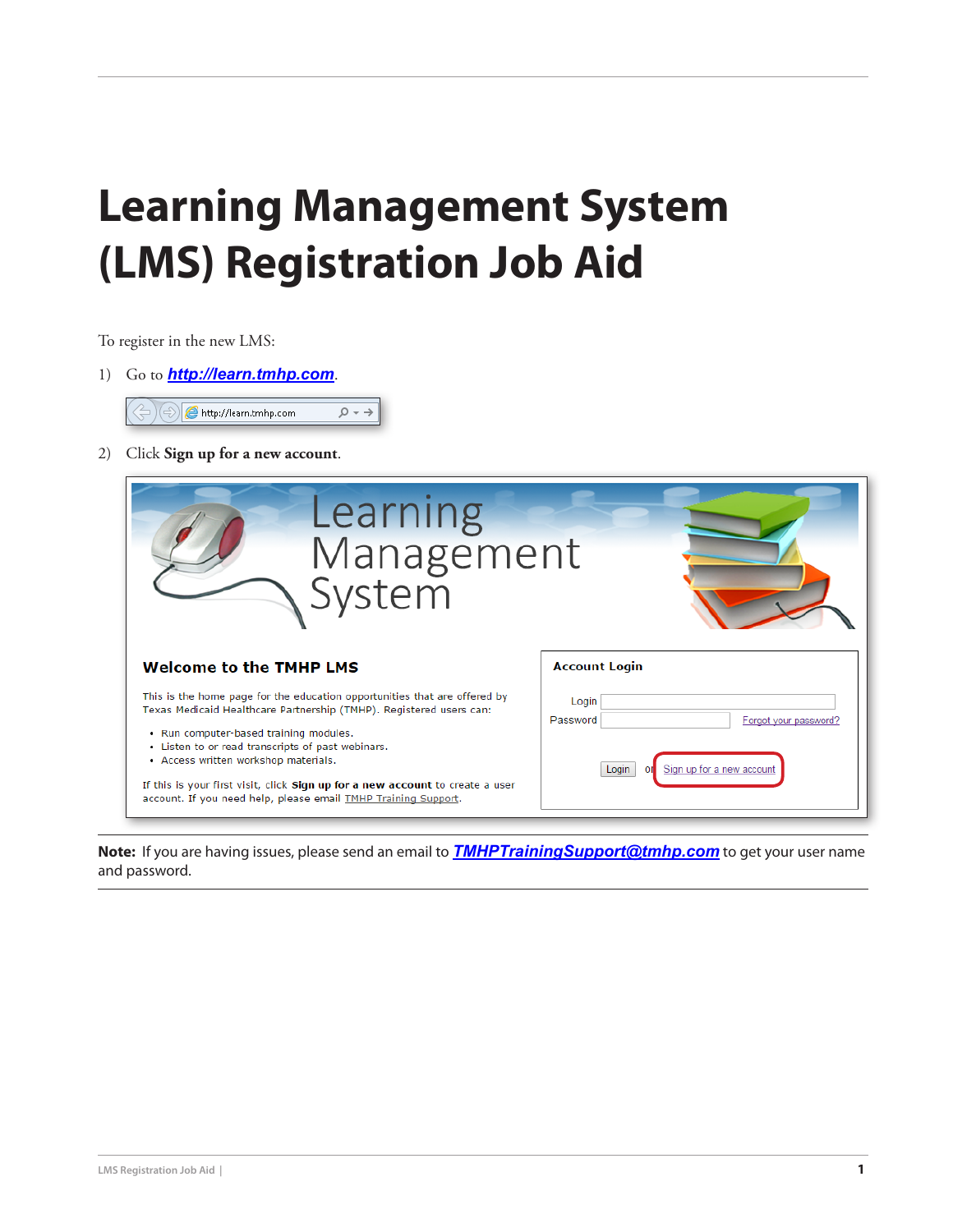# Learning Management System (LMS) Registration Job Aid

To register in the new LMS:

1) Go to ***http://learn.tmhp.com***.

2) Click **Sign up for a new account**.

**Note:** If you are having issues, please send an email to ***TMHPTrainingSupport@tmhp.com*** to get your user name and password.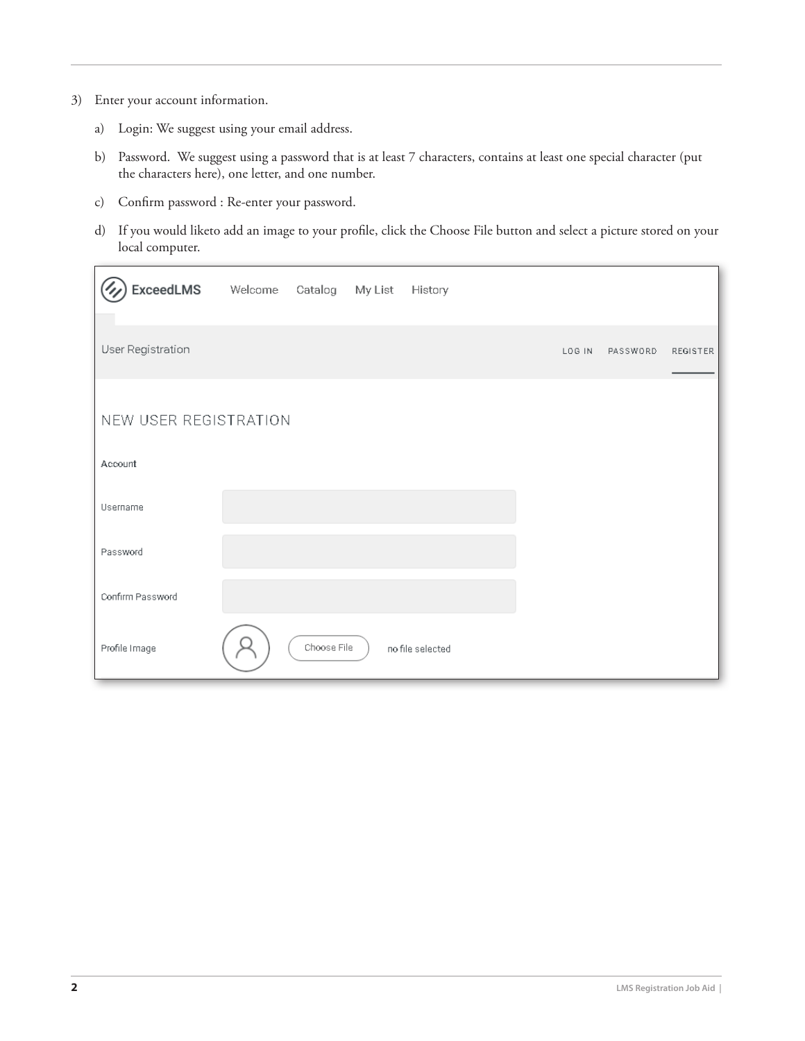3) Enter your account information.

   a) Login: We suggest using your email address.

   b) Password. We suggest using a password that is at least 7 characters, contains at least one special character (put the characters here), one letter, and one number.

   c) Confirm password : Re-enter your password.

   d) If you would liketo add an image to your profile, click the Choose File button and select a picture stored on your local computer.

ExceedLMS Welcome Catalog My List History

User Registration LOG IN PASSWORD REGISTER

NEW USER REGISTRATION

Account

Username

Password

Confirm Password

Profile Image Choose File no file selected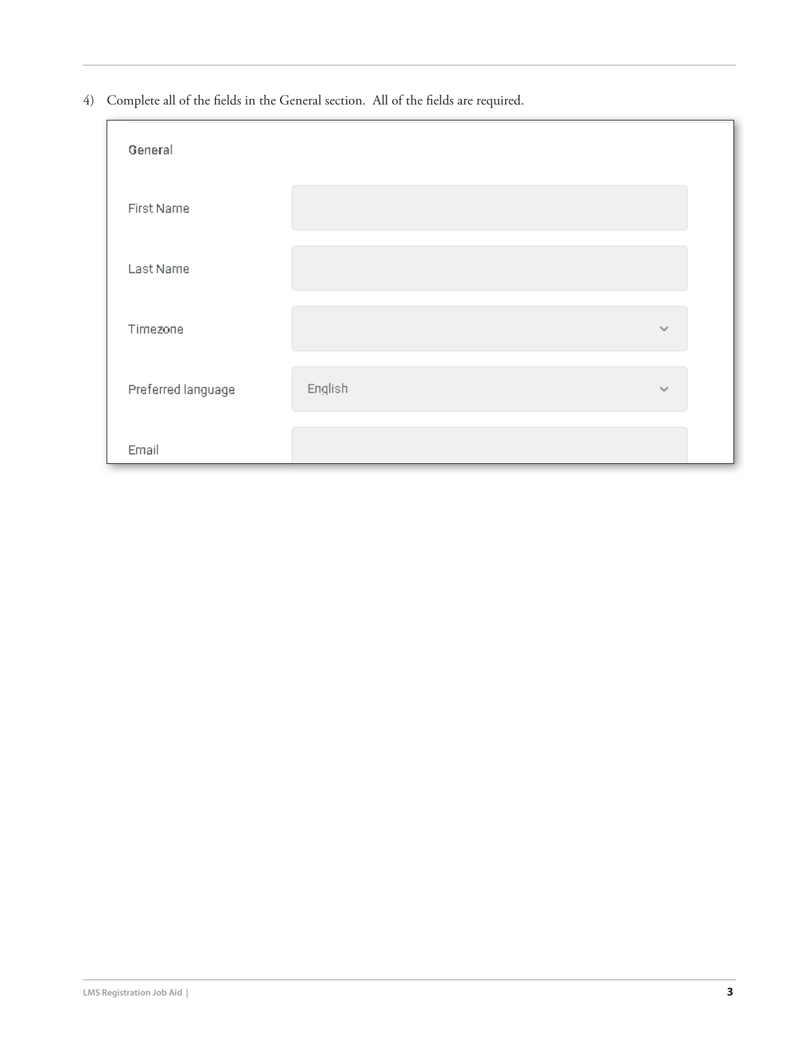4) Complete all of the fields in the General section. All of the fields are required.

General

First Name

Last Name

Timezone

Preferred language — English

Email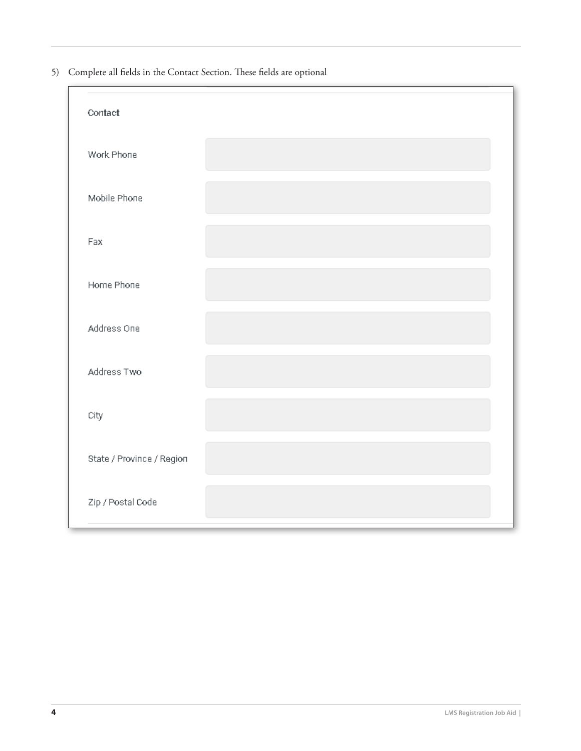5) Complete all fields in the Contact Section. These fields are optional

Contact

| | |
|---|---|
| Work Phone | |
| Mobile Phone | |
| Fax | |
| Home Phone | |
| Address One | |
| Address Two | |
| City | |
| State / Province / Region | |
| Zip / Postal Code | |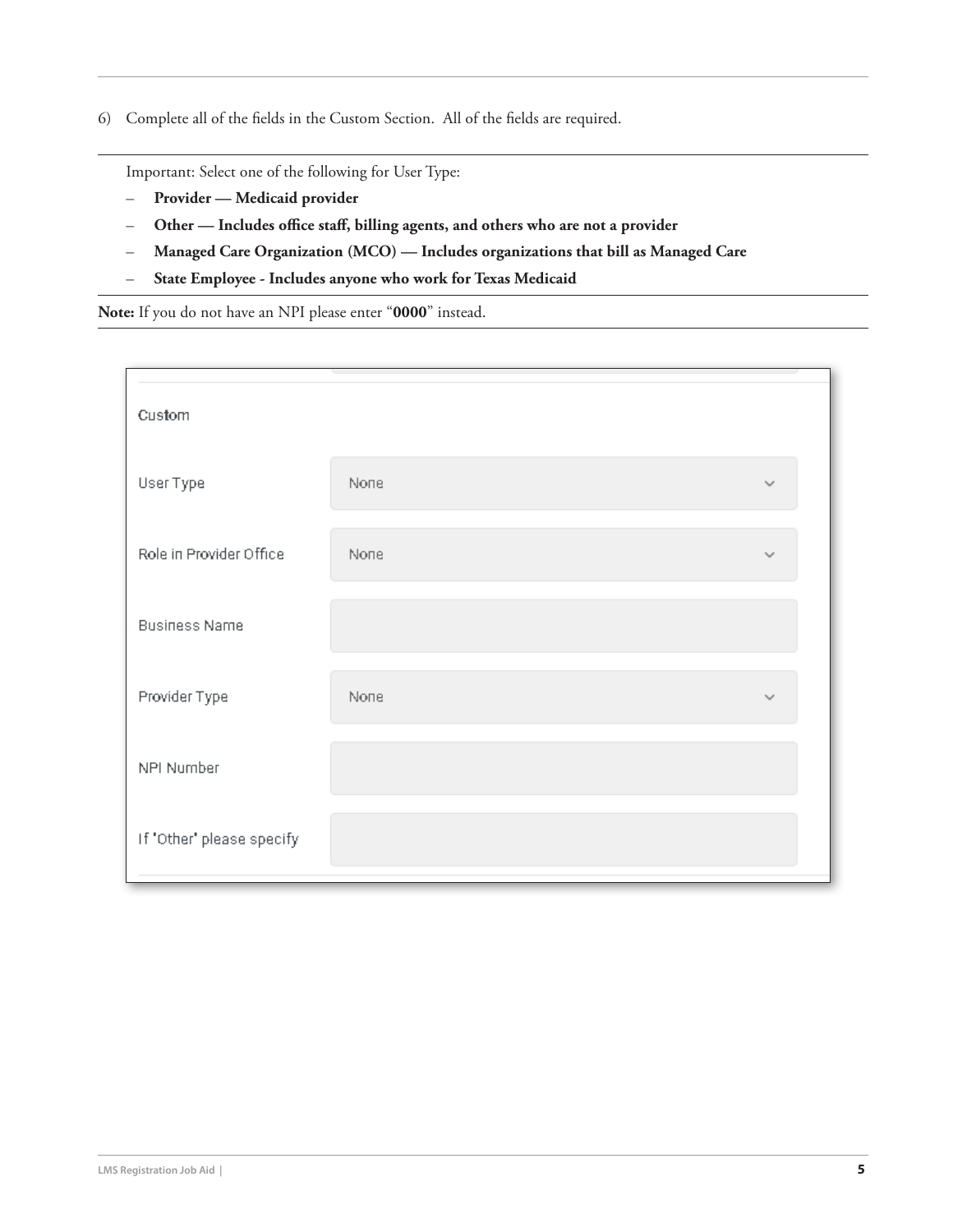6) Complete all of the fields in the Custom Section. All of the fields are required.

Important: Select one of the following for User Type:

- **Provider — Medicaid provider**
- **Other — Includes office staff, billing agents, and others who are not a provider**
- **Managed Care Organization (MCO) — Includes organizations that bill as Managed Care**
- **State Employee - Includes anyone who work for Texas Medicaid**

**Note:** If you do not have an NPI please enter "**0000**" instead.

Custom

| Field | Value |
| --- | --- |
| User Type | None |
| Role in Provider Office | None |
| Business Name | |
| Provider Type | None |
| NPI Number | |
| If 'Other' please specify | |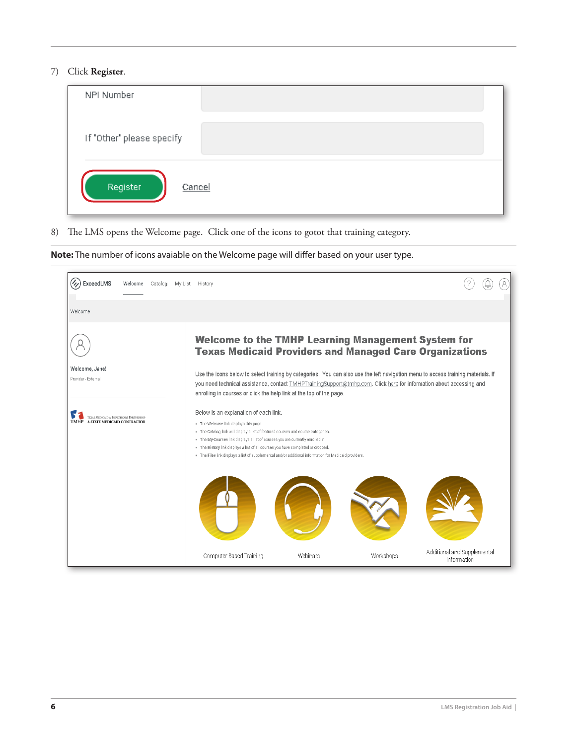7) Click **Register**.

8) The LMS opens the Welcome page. Click one of the icons to gotot that training category.

**Note:** The number of icons avaiable on the Welcome page will differ based on your user type.